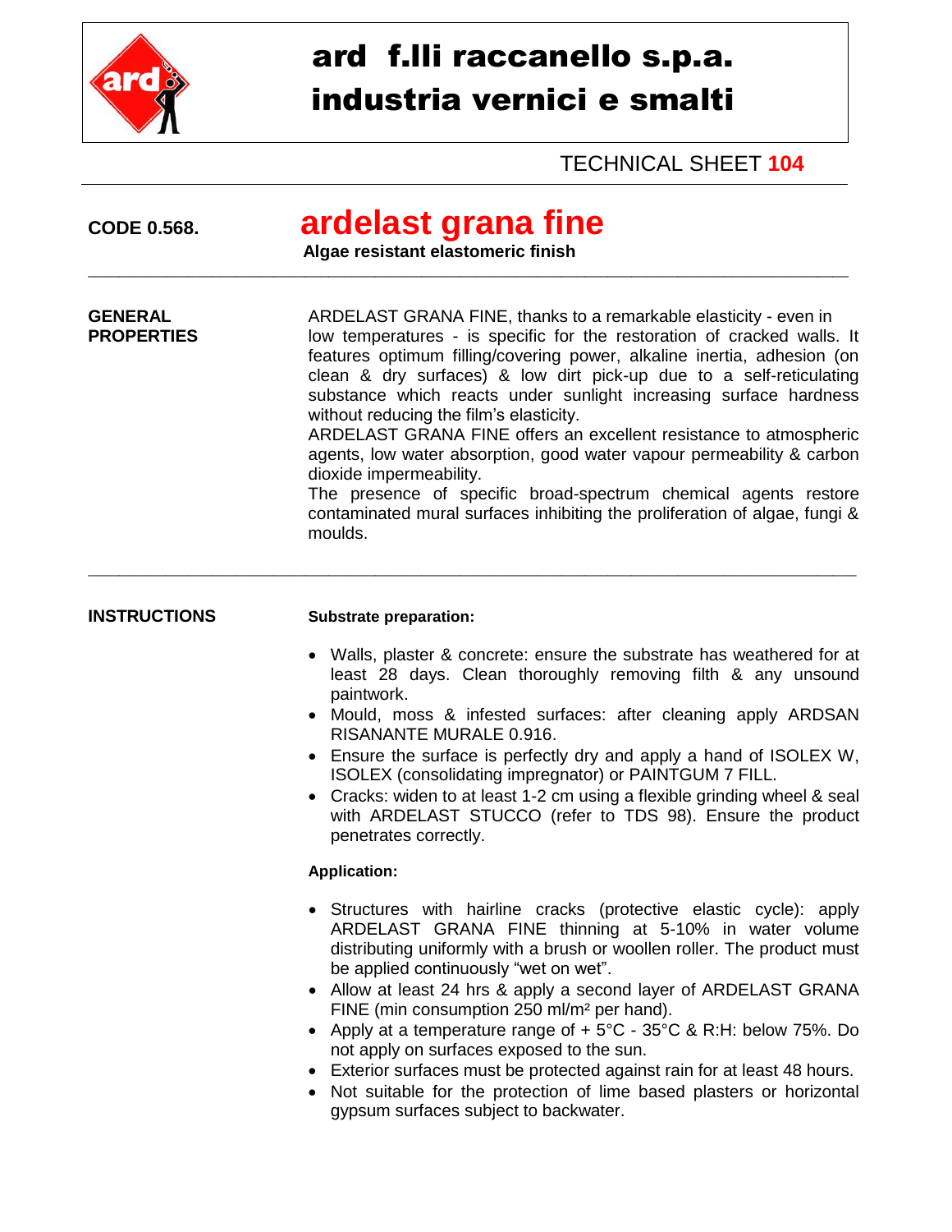# ard f.lli raccanello s.p.a.
# industria vernici e smalti

TECHNICAL SHEET **104**

**CODE 0.568.**

## ardelast grana fine

**Algae resistant elastomeric finish**

---

**GENERAL PROPERTIES**

ARDELAST GRANA FINE, thanks to a remarkable elasticity - even in low temperatures - is specific for the restoration of cracked walls. It features optimum filling/covering power, alkaline inertia, adhesion (on clean & dry surfaces) & low dirt pick-up due to a self-reticulating substance which reacts under sunlight increasing surface hardness without reducing the film's elasticity.
ARDELAST GRANA FINE offers an excellent resistance to atmospheric agents, low water absorption, good water vapour permeability & carbon dioxide impermeability.
The presence of specific broad-spectrum chemical agents restore contaminated mural surfaces inhibiting the proliferation of algae, fungi & moulds.

---

**INSTRUCTIONS**

**Substrate preparation:**

- Walls, plaster & concrete: ensure the substrate has weathered for at least 28 days. Clean thoroughly removing filth & any unsound paintwork.
- Mould, moss & infested surfaces: after cleaning apply ARDSAN RISANANTE MURALE 0.916.
- Ensure the surface is perfectly dry and apply a hand of ISOLEX W, ISOLEX (consolidating impregnator) or PAINTGUM 7 FILL.
- Cracks: widen to at least 1-2 cm using a flexible grinding wheel & seal with ARDELAST STUCCO (refer to TDS 98). Ensure the product penetrates correctly.

**Application:**

- Structures with hairline cracks (protective elastic cycle): apply ARDELAST GRANA FINE thinning at 5-10% in water volume distributing uniformly with a brush or woollen roller. The product must be applied continuously "wet on wet".
- Allow at least 24 hrs & apply a second layer of ARDELAST GRANA FINE (min consumption 250 ml/m² per hand).
- Apply at a temperature range of + 5°C - 35°C & R:H: below 75%. Do not apply on surfaces exposed to the sun.
- Exterior surfaces must be protected against rain for at least 48 hours.
- Not suitable for the protection of lime based plasters or horizontal gypsum surfaces subject to backwater.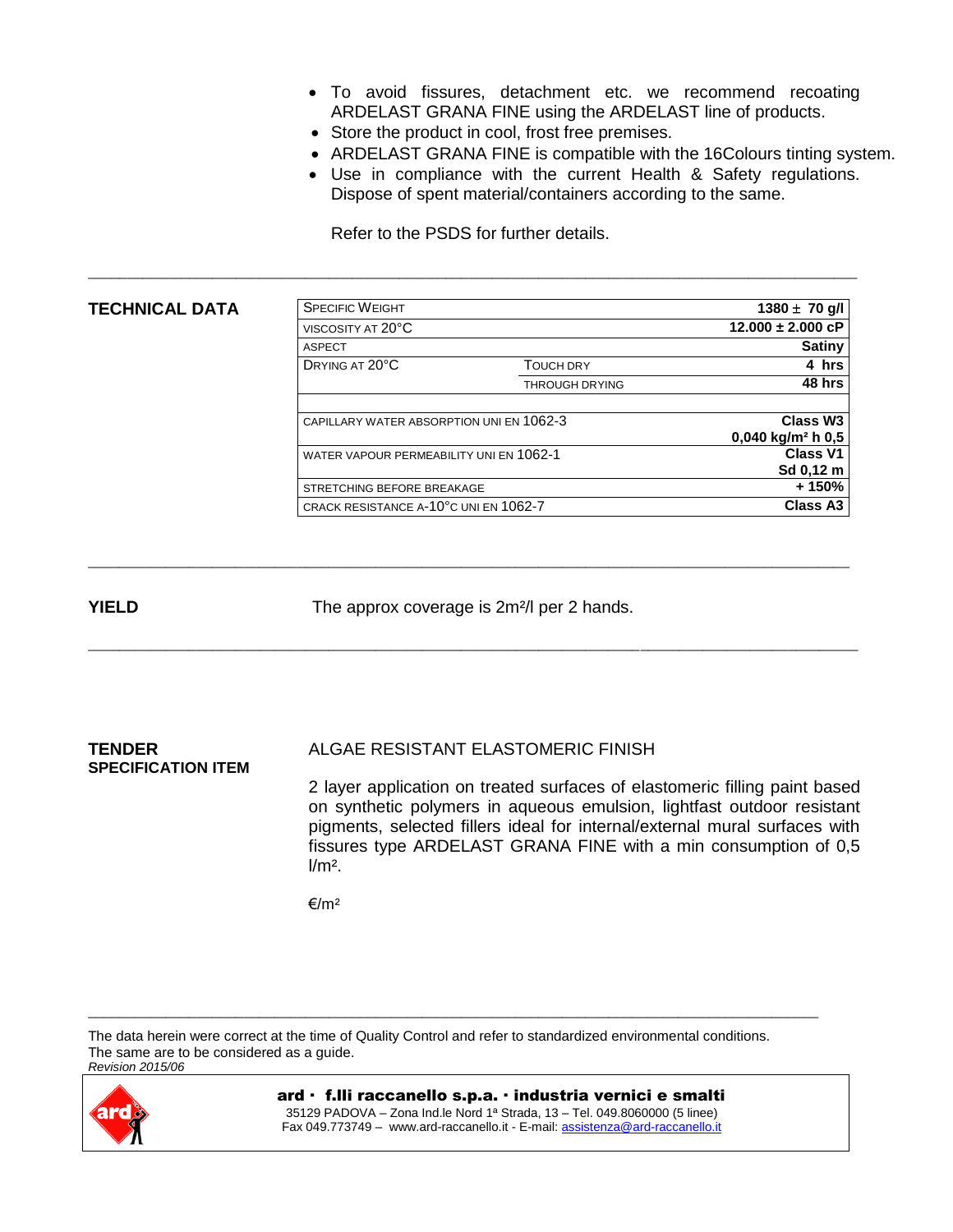- To avoid fissures, detachment etc. we recommend recoating ARDELAST GRANA FINE using the ARDELAST line of products.
- Store the product in cool, frost free premises.
- ARDELAST GRANA FINE is compatible with the 16Colours tinting system.
- Use in compliance with the current Health & Safety regulations. Dispose of spent material/containers according to the same.

Refer to the PSDS for further details.

---

## TECHNICAL DATA

| | | |
|---|---|---|
| SPECIFIC WEIGHT | | **1380 ± 70 g/l** |
| VISCOSITY AT 20°C | | **12.000 ± 2.000 cP** |
| ASPECT | | **Satiny** |
| DRYING AT 20°C | TOUCH DRY | **4 hrs** |
| | THROUGH DRYING | **48 hrs** |
| | | |
| CAPILLARY WATER ABSORPTION UNI EN 1062-3 | | **Class W3** **0,040 kg/m² h 0,5** |
| WATER VAPOUR PERMEABILITY UNI EN 1062-1 | | **Class V1** **Sd 0,12 m** |
| STRETCHING BEFORE BREAKAGE | | **+ 150%** |
| CRACK RESISTANCE A-10°C UNI EN 1062-7 | | **Class A3** |

---

## YIELD

The approx coverage is 2m²/l per 2 hands.

---

## TENDER SPECIFICATION ITEM

ALGAE RESISTANT ELASTOMERIC FINISH

2 layer application on treated surfaces of elastomeric filling paint based on synthetic polymers in aqueous emulsion, lightfast outdoor resistant pigments, selected fillers ideal for internal/external mural surfaces with fissures type ARDELAST GRANA FINE with a min consumption of 0,5 l/m².

€/m²

---

The data herein were correct at the time of Quality Control and refer to standardized environmental conditions. The same are to be considered as a guide.

*Revision 2015/06*

**ard · f.lli raccanello s.p.a. · industria vernici e smalti**
35129 PADOVA – Zona Ind.le Nord 1ª Strada, 13 – Tel. 049.8060000 (5 linee)
Fax 049.773749 – www.ard-raccanello.it - E-mail: assistenza@ard-raccanello.it